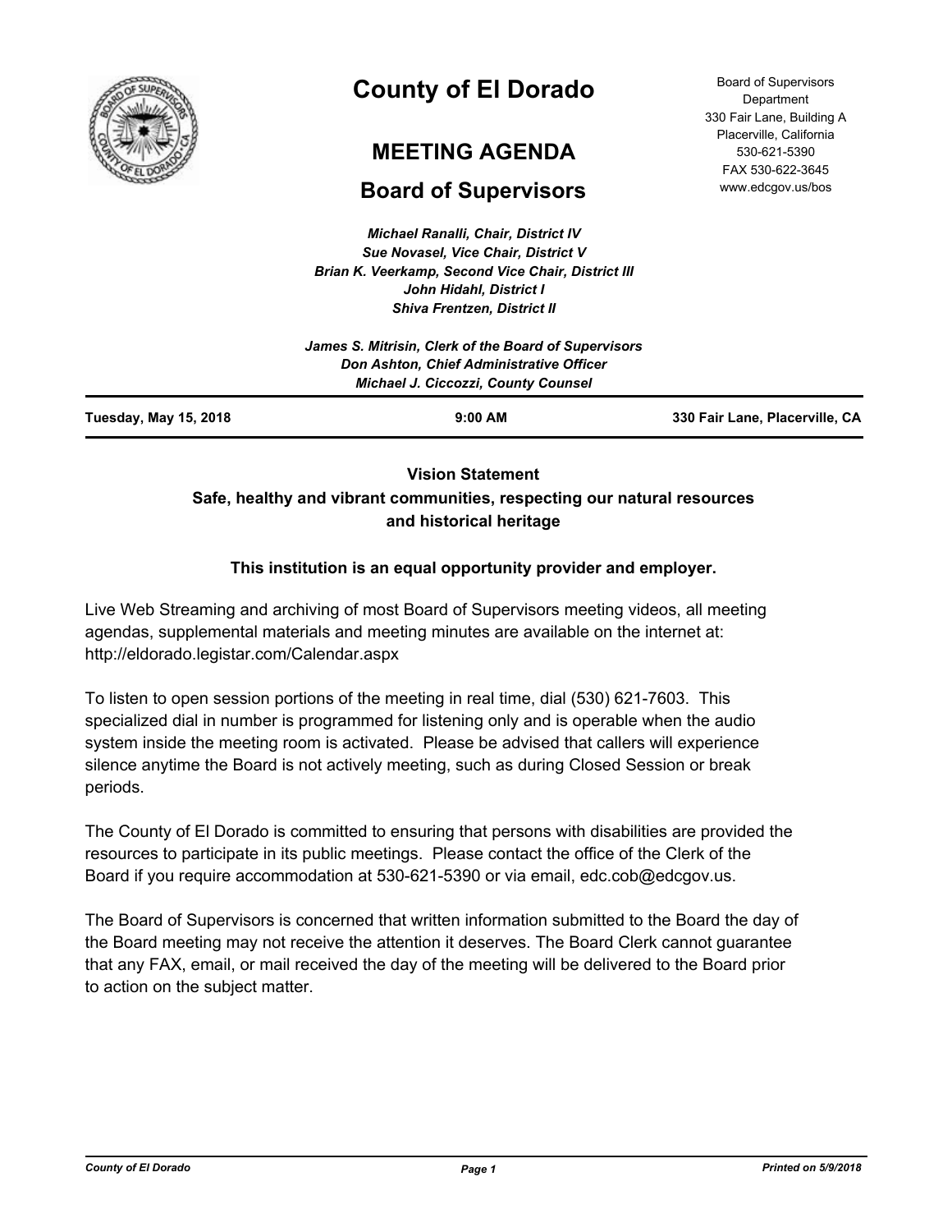# County of El Dorado

## MEETING AGENDA

## Board of Supervisors

Board of Supervisors Department
330 Fair Lane, Building A
Placerville, California
530-621-5390
FAX 530-622-3645
www.edcgov.us/bos

*Michael Ranalli, Chair, District IV*
*Sue Novasel, Vice Chair, District V*
*Brian K. Veerkamp, Second Vice Chair, District III*
*John Hidahl, District I*
*Shiva Frentzen, District II*

*James S. Mitrisin, Clerk of the Board of Supervisors*
*Don Ashton, Chief Administrative Officer*
*Michael J. Ciccozzi, County Counsel*

**Tuesday, May 15, 2018** | **9:00 AM** | **330 Fair Lane, Placerville, CA**

**Vision Statement**

**Safe, healthy and vibrant communities, respecting our natural resources and historical heritage**

**This institution is an equal opportunity provider and employer.**

Live Web Streaming and archiving of most Board of Supervisors meeting videos, all meeting agendas, supplemental materials and meeting minutes are available on the internet at: http://eldorado.legistar.com/Calendar.aspx

To listen to open session portions of the meeting in real time, dial (530) 621-7603. This specialized dial in number is programmed for listening only and is operable when the audio system inside the meeting room is activated. Please be advised that callers will experience silence anytime the Board is not actively meeting, such as during Closed Session or break periods.

The County of El Dorado is committed to ensuring that persons with disabilities are provided the resources to participate in its public meetings. Please contact the office of the Clerk of the Board if you require accommodation at 530-621-5390 or via email, edc.cob@edcgov.us.

The Board of Supervisors is concerned that written information submitted to the Board the day of the Board meeting may not receive the attention it deserves. The Board Clerk cannot guarantee that any FAX, email, or mail received the day of the meeting will be delivered to the Board prior to action on the subject matter.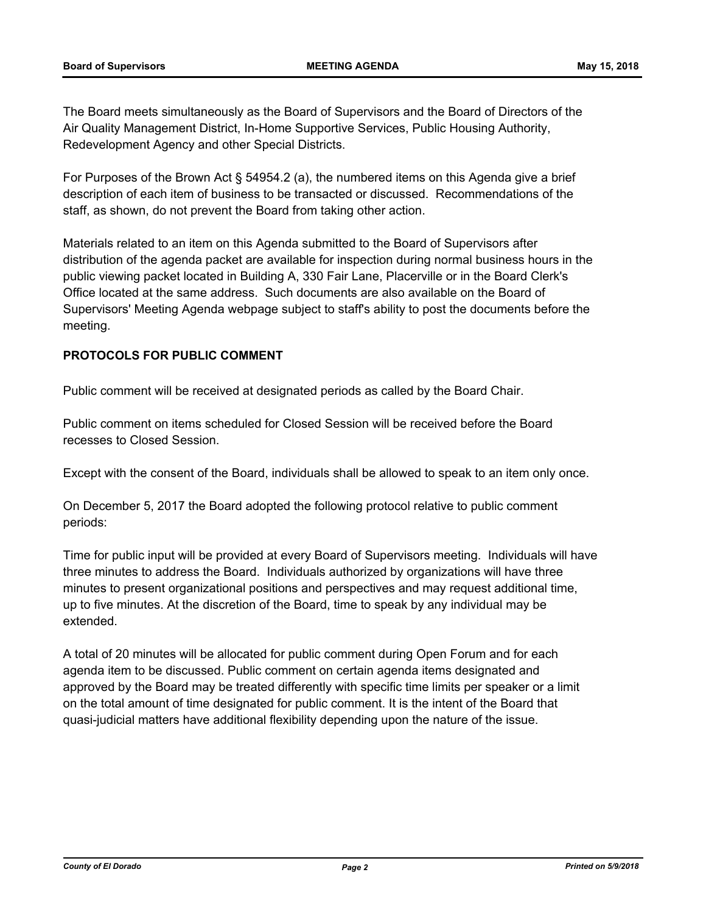The Board meets simultaneously as the Board of Supervisors and the Board of Directors of the Air Quality Management District, In-Home Supportive Services, Public Housing Authority, Redevelopment Agency and other Special Districts.

For Purposes of the Brown Act § 54954.2 (a), the numbered items on this Agenda give a brief description of each item of business to be transacted or discussed. Recommendations of the staff, as shown, do not prevent the Board from taking other action.

Materials related to an item on this Agenda submitted to the Board of Supervisors after distribution of the agenda packet are available for inspection during normal business hours in the public viewing packet located in Building A, 330 Fair Lane, Placerville or in the Board Clerk's Office located at the same address. Such documents are also available on the Board of Supervisors' Meeting Agenda webpage subject to staff's ability to post the documents before the meeting.

**PROTOCOLS FOR PUBLIC COMMENT**

Public comment will be received at designated periods as called by the Board Chair.

Public comment on items scheduled for Closed Session will be received before the Board recesses to Closed Session.

Except with the consent of the Board, individuals shall be allowed to speak to an item only once.

On December 5, 2017 the Board adopted the following protocol relative to public comment periods:

Time for public input will be provided at every Board of Supervisors meeting. Individuals will have three minutes to address the Board. Individuals authorized by organizations will have three minutes to present organizational positions and perspectives and may request additional time, up to five minutes. At the discretion of the Board, time to speak by any individual may be extended.

A total of 20 minutes will be allocated for public comment during Open Forum and for each agenda item to be discussed. Public comment on certain agenda items designated and approved by the Board may be treated differently with specific time limits per speaker or a limit on the total amount of time designated for public comment. It is the intent of the Board that quasi-judicial matters have additional flexibility depending upon the nature of the issue.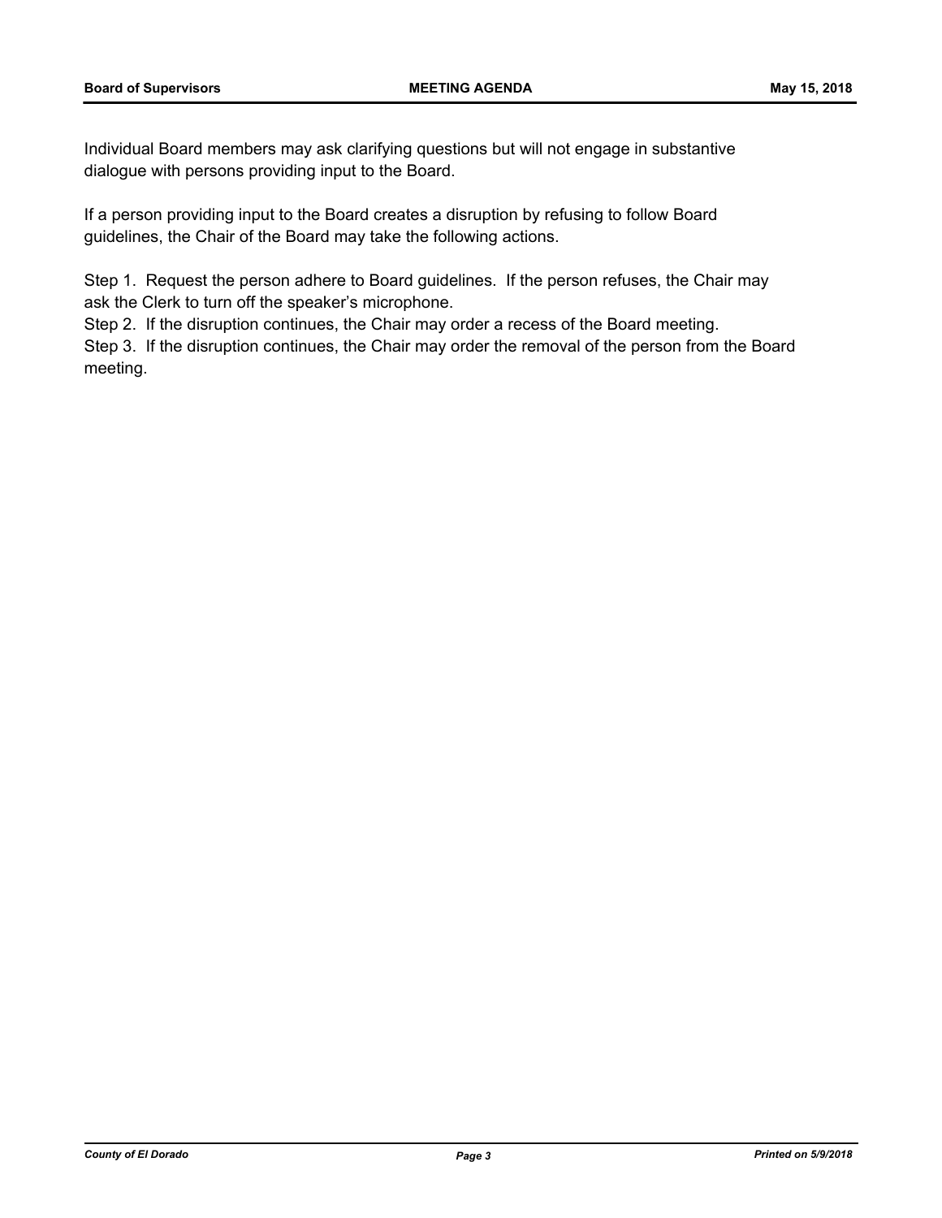Individual Board members may ask clarifying questions but will not engage in substantive dialogue with persons providing input to the Board.

If a person providing input to the Board creates a disruption by refusing to follow Board guidelines, the Chair of the Board may take the following actions.

Step 1. Request the person adhere to Board guidelines. If the person refuses, the Chair may ask the Clerk to turn off the speaker's microphone.

Step 2. If the disruption continues, the Chair may order a recess of the Board meeting.

Step 3. If the disruption continues, the Chair may order the removal of the person from the Board meeting.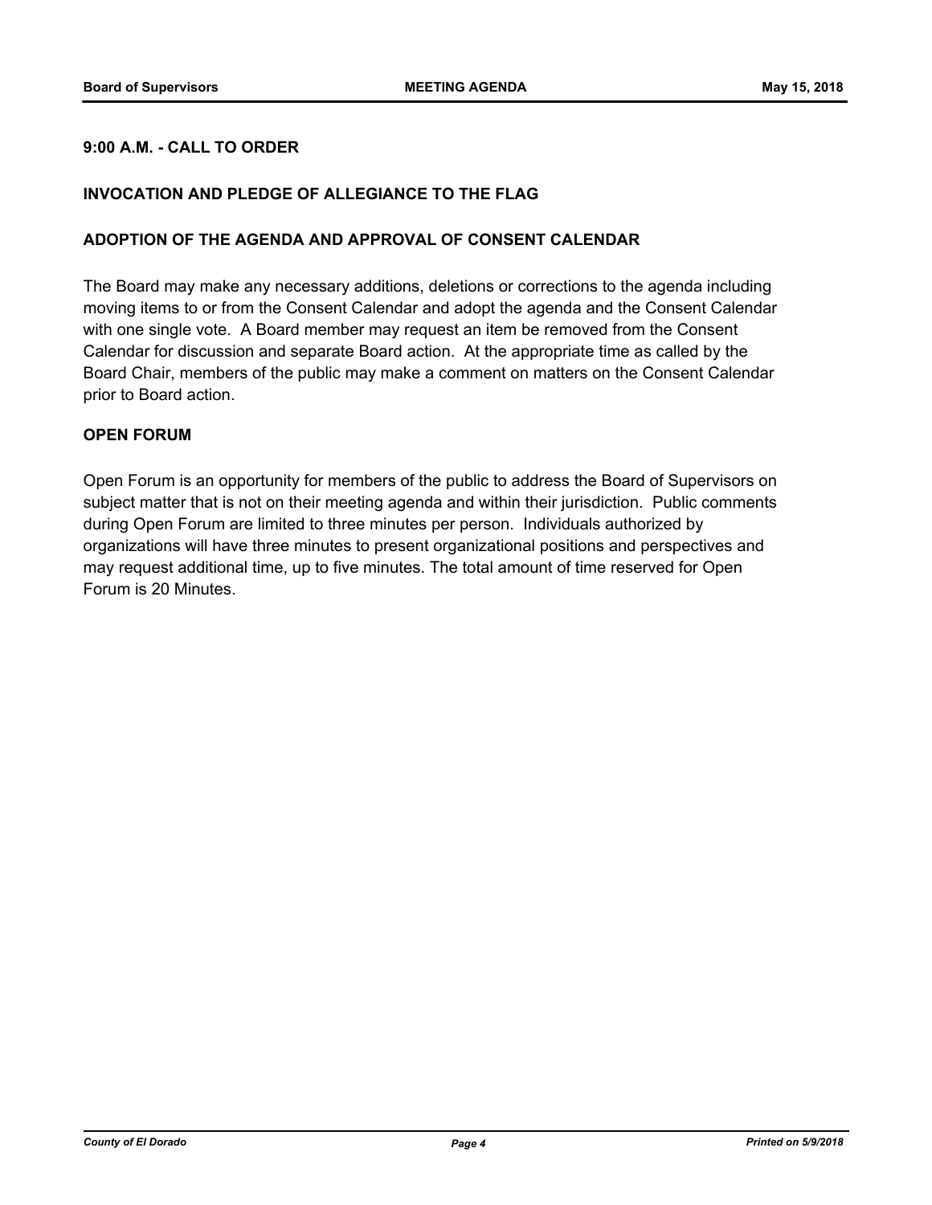**9:00 A.M. - CALL TO ORDER**

**INVOCATION AND PLEDGE OF ALLEGIANCE TO THE FLAG**

**ADOPTION OF THE AGENDA AND APPROVAL OF CONSENT CALENDAR**

The Board may make any necessary additions, deletions or corrections to the agenda including moving items to or from the Consent Calendar and adopt the agenda and the Consent Calendar with one single vote. A Board member may request an item be removed from the Consent Calendar for discussion and separate Board action. At the appropriate time as called by the Board Chair, members of the public may make a comment on matters on the Consent Calendar prior to Board action.

**OPEN FORUM**

Open Forum is an opportunity for members of the public to address the Board of Supervisors on subject matter that is not on their meeting agenda and within their jurisdiction. Public comments during Open Forum are limited to three minutes per person. Individuals authorized by organizations will have three minutes to present organizational positions and perspectives and may request additional time, up to five minutes. The total amount of time reserved for Open Forum is 20 Minutes.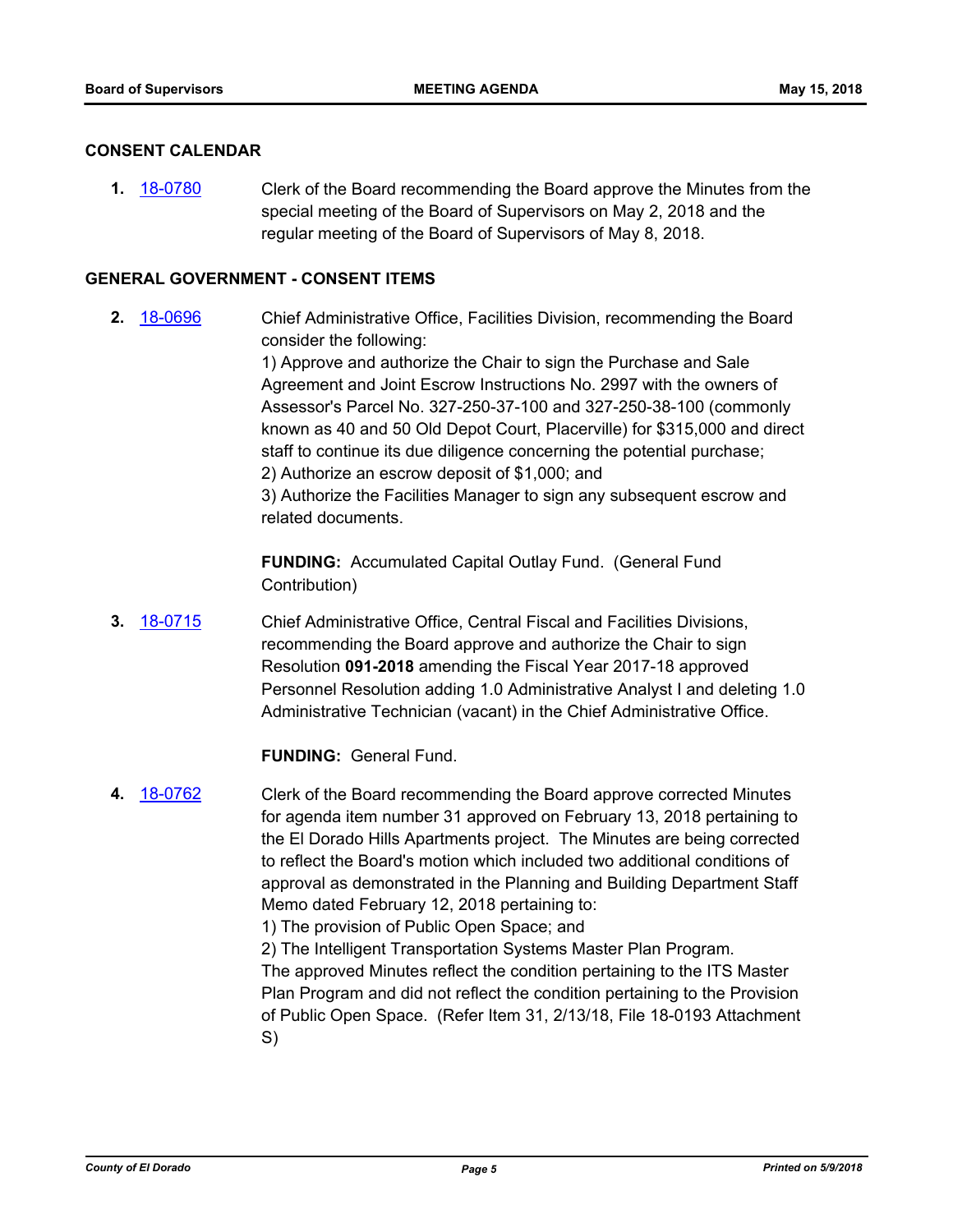## CONSENT CALENDAR

**1.** 18-0780 Clerk of the Board recommending the Board approve the Minutes from the special meeting of the Board of Supervisors on May 2, 2018 and the regular meeting of the Board of Supervisors of May 8, 2018.

## GENERAL GOVERNMENT - CONSENT ITEMS

**2.** 18-0696 Chief Administrative Office, Facilities Division, recommending the Board consider the following:
1) Approve and authorize the Chair to sign the Purchase and Sale Agreement and Joint Escrow Instructions No. 2997 with the owners of Assessor's Parcel No. 327-250-37-100 and 327-250-38-100 (commonly known as 40 and 50 Old Depot Court, Placerville) for $315,000 and direct staff to continue its due diligence concerning the potential purchase;
2) Authorize an escrow deposit of $1,000; and
3) Authorize the Facilities Manager to sign any subsequent escrow and related documents.

**FUNDING:** Accumulated Capital Outlay Fund. (General Fund Contribution)

**3.** 18-0715 Chief Administrative Office, Central Fiscal and Facilities Divisions, recommending the Board approve and authorize the Chair to sign Resolution **091-2018** amending the Fiscal Year 2017-18 approved Personnel Resolution adding 1.0 Administrative Analyst I and deleting 1.0 Administrative Technician (vacant) in the Chief Administrative Office.

**FUNDING:** General Fund.

**4.** 18-0762 Clerk of the Board recommending the Board approve corrected Minutes for agenda item number 31 approved on February 13, 2018 pertaining to the El Dorado Hills Apartments project. The Minutes are being corrected to reflect the Board's motion which included two additional conditions of approval as demonstrated in the Planning and Building Department Staff Memo dated February 12, 2018 pertaining to:
1) The provision of Public Open Space; and
2) The Intelligent Transportation Systems Master Plan Program.
The approved Minutes reflect the condition pertaining to the ITS Master Plan Program and did not reflect the condition pertaining to the Provision of Public Open Space. (Refer Item 31, 2/13/18, File 18-0193 Attachment S)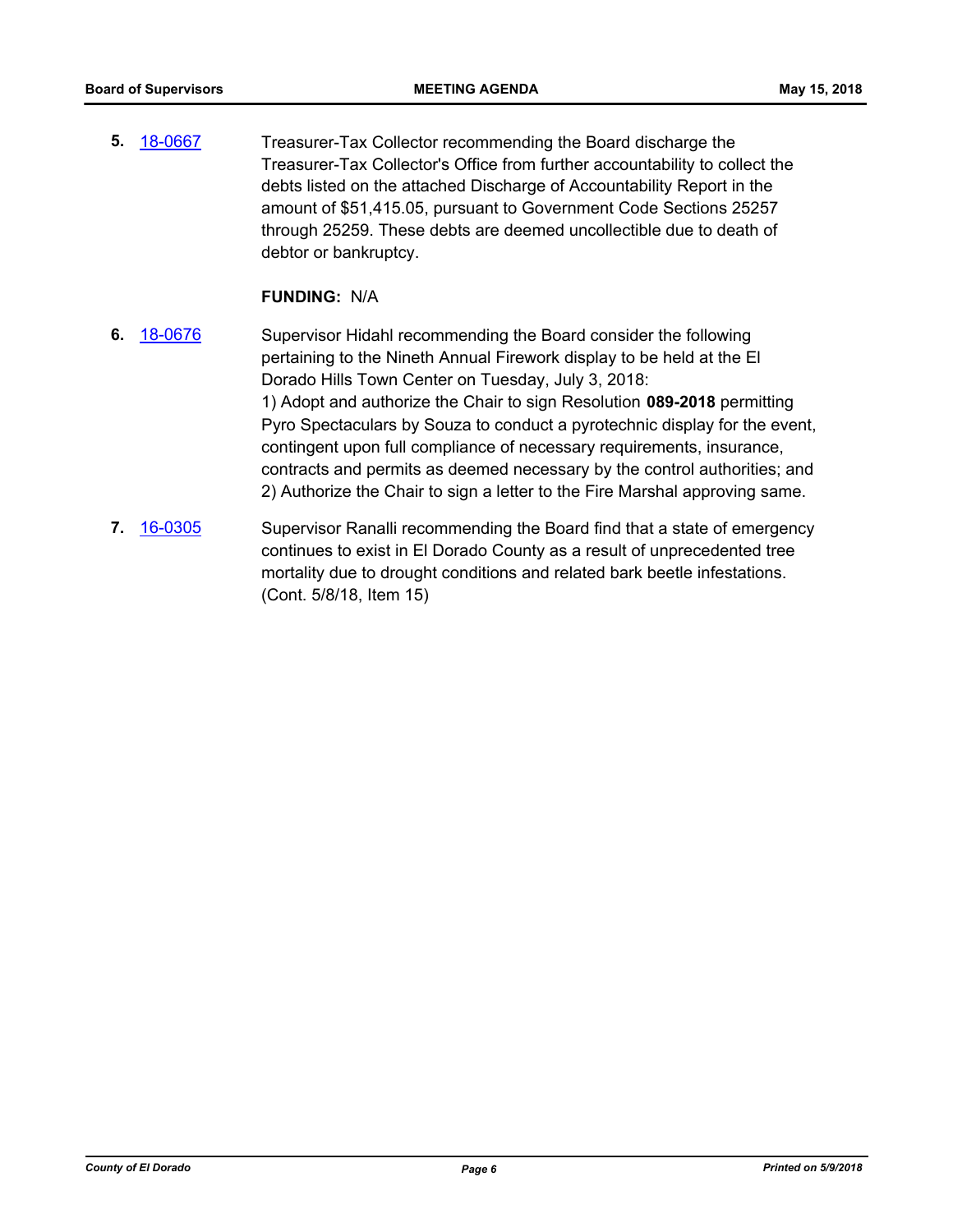**5.** [18-0667](18-0667) Treasurer-Tax Collector recommending the Board discharge the Treasurer-Tax Collector's Office from further accountability to collect the debts listed on the attached Discharge of Accountability Report in the amount of $51,415.05, pursuant to Government Code Sections 25257 through 25259. These debts are deemed uncollectible due to death of debtor or bankruptcy.

**FUNDING:** N/A

**6.** [18-0676](18-0676) Supervisor Hidahl recommending the Board consider the following pertaining to the Nineth Annual Firework display to be held at the El Dorado Hills Town Center on Tuesday, July 3, 2018:
1) Adopt and authorize the Chair to sign Resolution **089-2018** permitting Pyro Spectaculars by Souza to conduct a pyrotechnic display for the event, contingent upon full compliance of necessary requirements, insurance, contracts and permits as deemed necessary by the control authorities; and
2) Authorize the Chair to sign a letter to the Fire Marshal approving same.

**7.** [16-0305](16-0305) Supervisor Ranalli recommending the Board find that a state of emergency continues to exist in El Dorado County as a result of unprecedented tree mortality due to drought conditions and related bark beetle infestations. (Cont. 5/8/18, Item 15)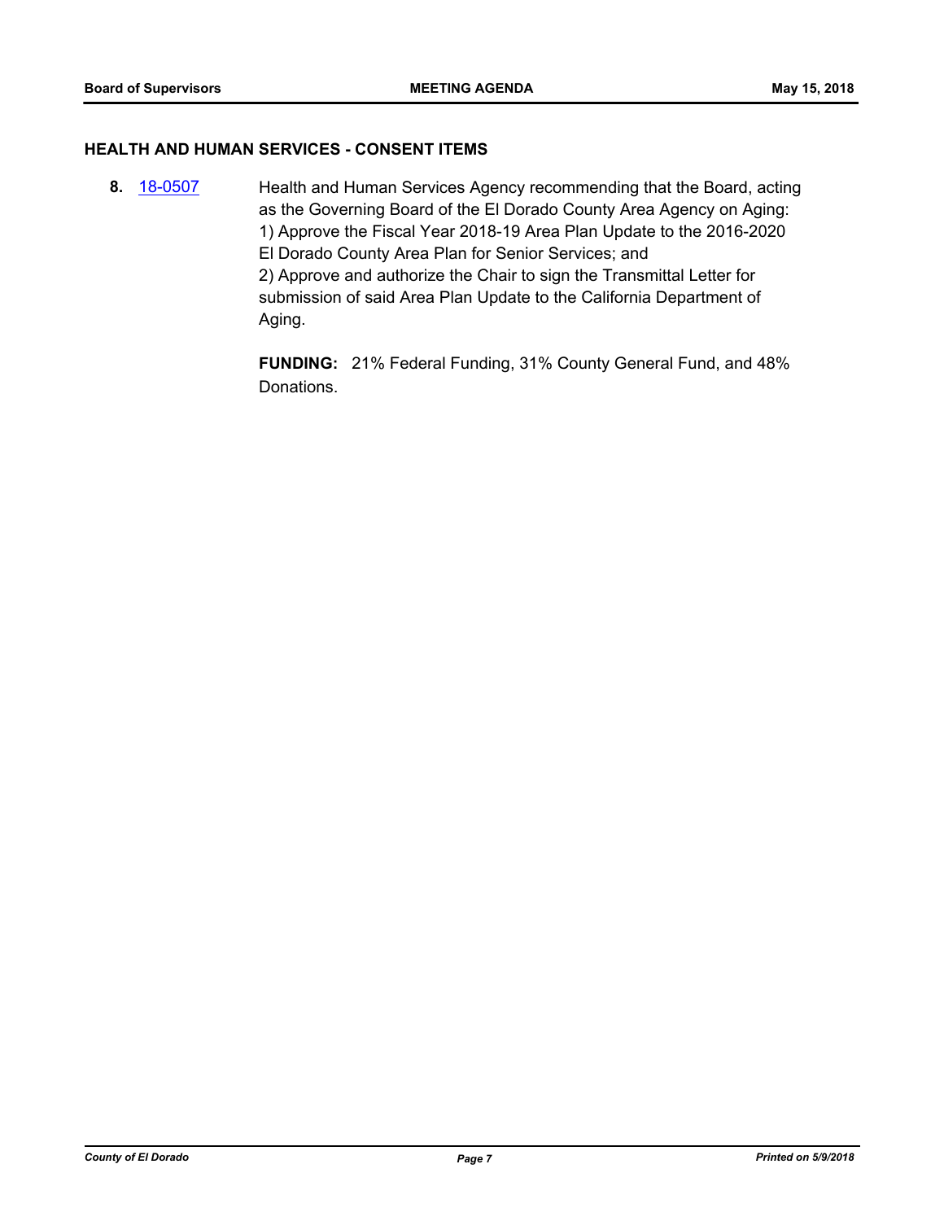### HEALTH AND HUMAN SERVICES - CONSENT ITEMS

**8.** 18-0507 Health and Human Services Agency recommending that the Board, acting as the Governing Board of the El Dorado County Area Agency on Aging:
1) Approve the Fiscal Year 2018-19 Area Plan Update to the 2016-2020 El Dorado County Area Plan for Senior Services; and
2) Approve and authorize the Chair to sign the Transmittal Letter for submission of said Area Plan Update to the California Department of Aging.

**FUNDING:** 21% Federal Funding, 31% County General Fund, and 48% Donations.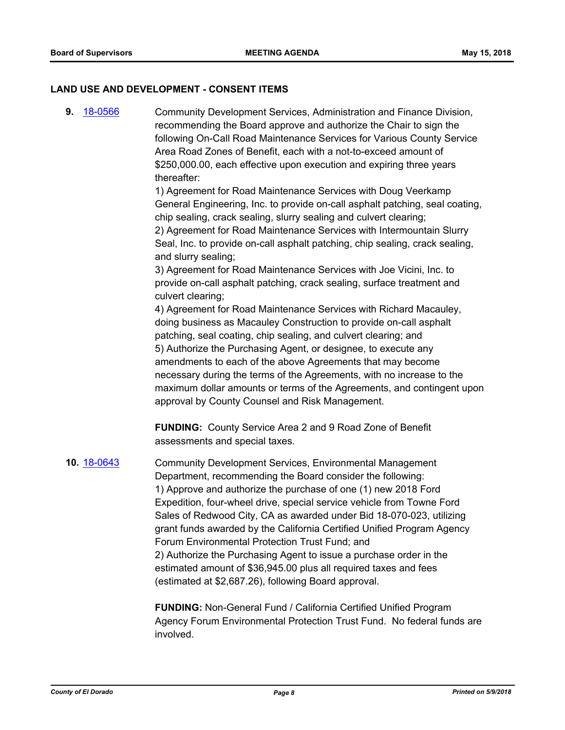## LAND USE AND DEVELOPMENT - CONSENT ITEMS

**9.** 18-0566

Community Development Services, Administration and Finance Division, recommending the Board approve and authorize the Chair to sign the following On-Call Road Maintenance Services for Various County Service Area Road Zones of Benefit, each with a not-to-exceed amount of $250,000.00, each effective upon execution and expiring three years thereafter:

1) Agreement for Road Maintenance Services with Doug Veerkamp General Engineering, Inc. to provide on-call asphalt patching, seal coating, chip sealing, crack sealing, slurry sealing and culvert clearing;
2) Agreement for Road Maintenance Services with Intermountain Slurry Seal, Inc. to provide on-call asphalt patching, chip sealing, crack sealing, and slurry sealing;
3) Agreement for Road Maintenance Services with Joe Vicini, Inc. to provide on-call asphalt patching, crack sealing, surface treatment and culvert clearing;
4) Agreement for Road Maintenance Services with Richard Macauley, doing business as Macauley Construction to provide on-call asphalt patching, seal coating, chip sealing, and culvert clearing; and
5) Authorize the Purchasing Agent, or designee, to execute any amendments to each of the above Agreements that may become necessary during the terms of the Agreements, with no increase to the maximum dollar amounts or terms of the Agreements, and contingent upon approval by County Counsel and Risk Management.

**FUNDING:** County Service Area 2 and 9 Road Zone of Benefit assessments and special taxes.

**10.** 18-0643

Community Development Services, Environmental Management Department, recommending the Board consider the following:
1) Approve and authorize the purchase of one (1) new 2018 Ford Expedition, four-wheel drive, special service vehicle from Towne Ford Sales of Redwood City, CA as awarded under Bid 18-070-023, utilizing grant funds awarded by the California Certified Unified Program Agency Forum Environmental Protection Trust Fund; and
2) Authorize the Purchasing Agent to issue a purchase order in the estimated amount of $36,945.00 plus all required taxes and fees (estimated at $2,687.26), following Board approval.

**FUNDING:** Non-General Fund / California Certified Unified Program Agency Forum Environmental Protection Trust Fund. No federal funds are involved.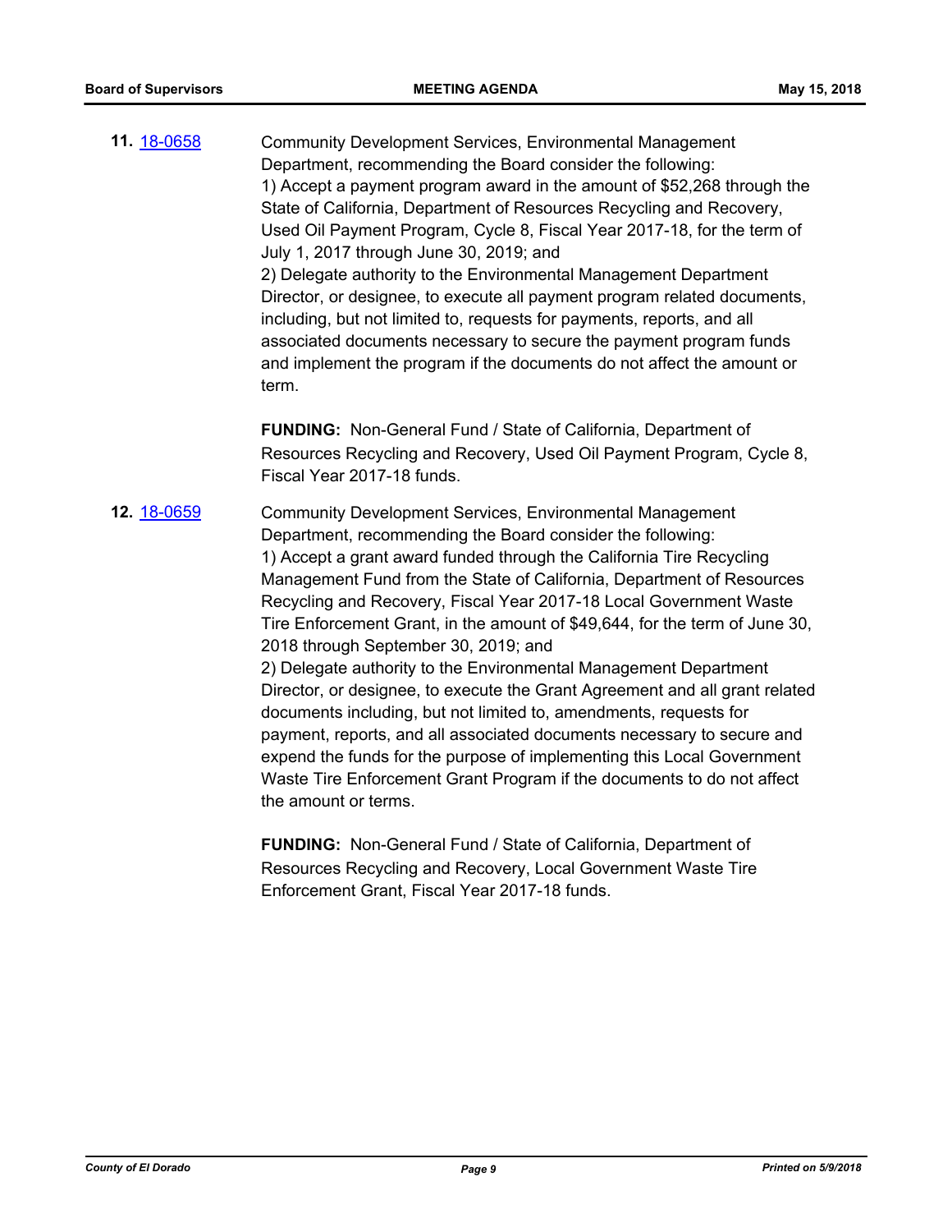**11.** 18-0658 Community Development Services, Environmental Management Department, recommending the Board consider the following:

1) Accept a payment program award in the amount of $52,268 through the State of California, Department of Resources Recycling and Recovery, Used Oil Payment Program, Cycle 8, Fiscal Year 2017-18, for the term of July 1, 2017 through June 30, 2019; and

2) Delegate authority to the Environmental Management Department Director, or designee, to execute all payment program related documents, including, but not limited to, requests for payments, reports, and all associated documents necessary to secure the payment program funds and implement the program if the documents do not affect the amount or term.

**FUNDING:** Non-General Fund / State of California, Department of Resources Recycling and Recovery, Used Oil Payment Program, Cycle 8, Fiscal Year 2017-18 funds.

**12.** 18-0659 Community Development Services, Environmental Management Department, recommending the Board consider the following:

1) Accept a grant award funded through the California Tire Recycling Management Fund from the State of California, Department of Resources Recycling and Recovery, Fiscal Year 2017-18 Local Government Waste Tire Enforcement Grant, in the amount of $49,644, for the term of June 30, 2018 through September 30, 2019; and

2) Delegate authority to the Environmental Management Department Director, or designee, to execute the Grant Agreement and all grant related documents including, but not limited to, amendments, requests for payment, reports, and all associated documents necessary to secure and expend the funds for the purpose of implementing this Local Government Waste Tire Enforcement Grant Program if the documents to do not affect the amount or terms.

**FUNDING:** Non-General Fund / State of California, Department of Resources Recycling and Recovery, Local Government Waste Tire Enforcement Grant, Fiscal Year 2017-18 funds.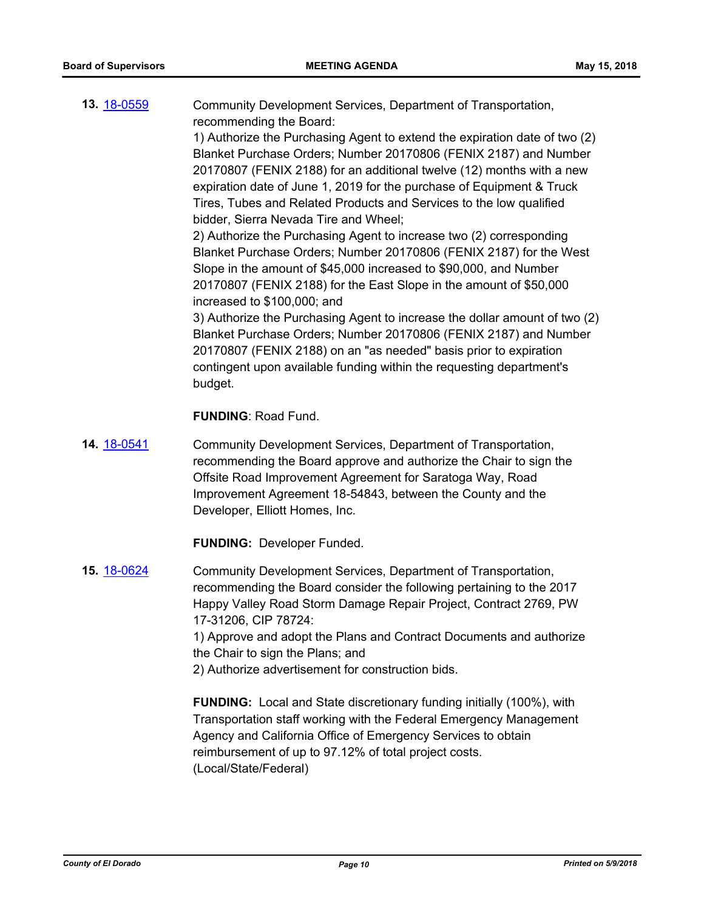**13.** 18-0559

Community Development Services, Department of Transportation, recommending the Board:
1) Authorize the Purchasing Agent to extend the expiration date of two (2) Blanket Purchase Orders; Number 20170806 (FENIX 2187) and Number 20170807 (FENIX 2188) for an additional twelve (12) months with a new expiration date of June 1, 2019 for the purchase of Equipment & Truck Tires, Tubes and Related Products and Services to the low qualified bidder, Sierra Nevada Tire and Wheel;
2) Authorize the Purchasing Agent to increase two (2) corresponding Blanket Purchase Orders; Number 20170806 (FENIX 2187) for the West Slope in the amount of $45,000 increased to $90,000, and Number 20170807 (FENIX 2188) for the East Slope in the amount of $50,000 increased to $100,000; and
3) Authorize the Purchasing Agent to increase the dollar amount of two (2) Blanket Purchase Orders; Number 20170806 (FENIX 2187) and Number 20170807 (FENIX 2188) on an "as needed" basis prior to expiration contingent upon available funding within the requesting department's budget.

**FUNDING**: Road Fund.

**14.** 18-0541

Community Development Services, Department of Transportation, recommending the Board approve and authorize the Chair to sign the Offsite Road Improvement Agreement for Saratoga Way, Road Improvement Agreement 18-54843, between the County and the Developer, Elliott Homes, Inc.

**FUNDING:** Developer Funded.

**15.** 18-0624

Community Development Services, Department of Transportation, recommending the Board consider the following pertaining to the 2017 Happy Valley Road Storm Damage Repair Project, Contract 2769, PW 17-31206, CIP 78724:
1) Approve and adopt the Plans and Contract Documents and authorize the Chair to sign the Plans; and
2) Authorize advertisement for construction bids.

**FUNDING:** Local and State discretionary funding initially (100%), with Transportation staff working with the Federal Emergency Management Agency and California Office of Emergency Services to obtain reimbursement of up to 97.12% of total project costs. (Local/State/Federal)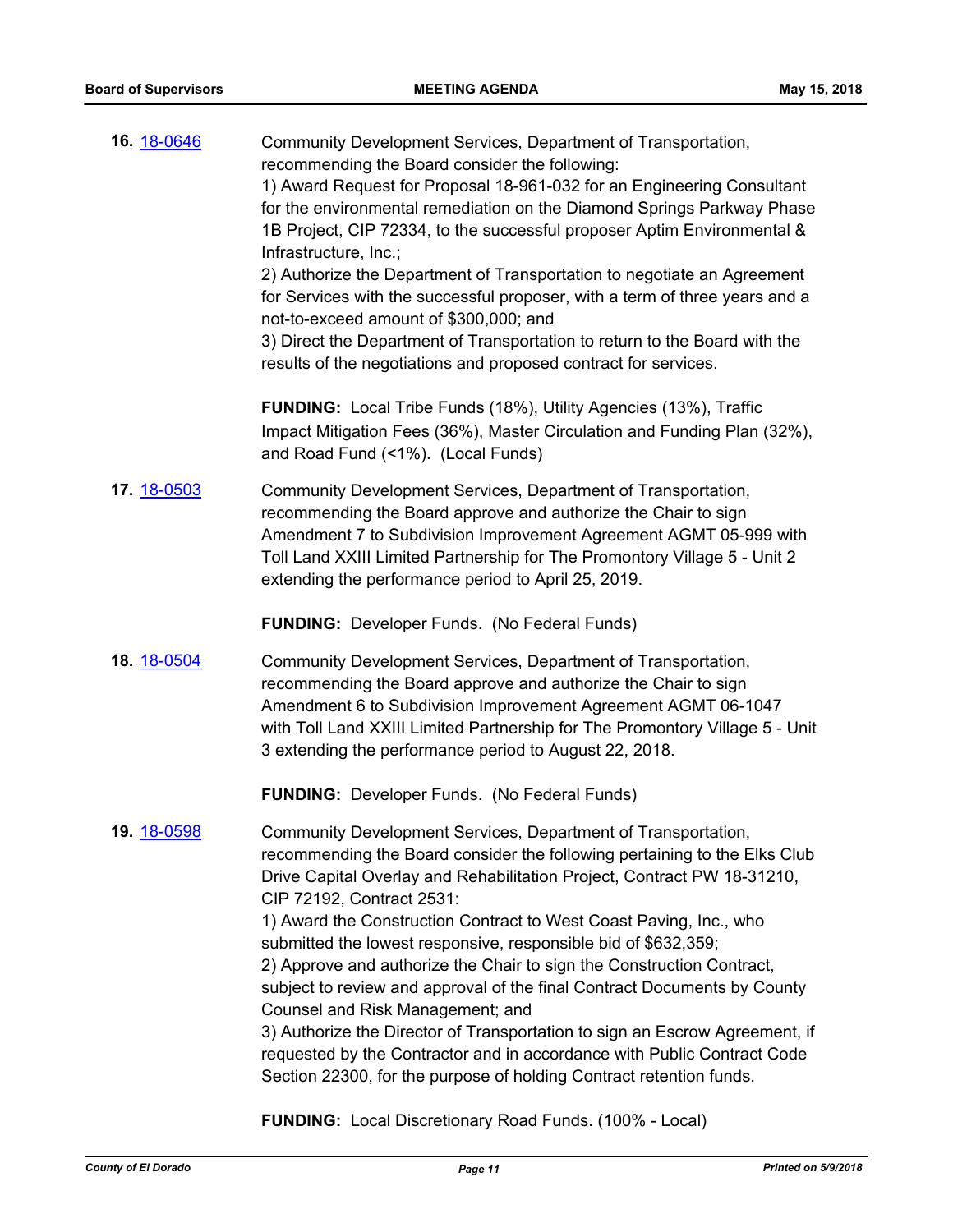**16.** [18-0646](18-0646)

Community Development Services, Department of Transportation, recommending the Board consider the following:
1) Award Request for Proposal 18-961-032 for an Engineering Consultant for the environmental remediation on the Diamond Springs Parkway Phase 1B Project, CIP 72334, to the successful proposer Aptim Environmental & Infrastructure, Inc.;
2) Authorize the Department of Transportation to negotiate an Agreement for Services with the successful proposer, with a term of three years and a not-to-exceed amount of $300,000; and
3) Direct the Department of Transportation to return to the Board with the results of the negotiations and proposed contract for services.

**FUNDING:** Local Tribe Funds (18%), Utility Agencies (13%), Traffic Impact Mitigation Fees (36%), Master Circulation and Funding Plan (32%), and Road Fund (<1%). (Local Funds)

**17.** [18-0503](18-0503)

Community Development Services, Department of Transportation, recommending the Board approve and authorize the Chair to sign Amendment 7 to Subdivision Improvement Agreement AGMT 05-999 with Toll Land XXIII Limited Partnership for The Promontory Village 5 - Unit 2 extending the performance period to April 25, 2019.

**FUNDING:** Developer Funds. (No Federal Funds)

**18.** [18-0504](18-0504)

Community Development Services, Department of Transportation, recommending the Board approve and authorize the Chair to sign Amendment 6 to Subdivision Improvement Agreement AGMT 06-1047 with Toll Land XXIII Limited Partnership for The Promontory Village 5 - Unit 3 extending the performance period to August 22, 2018.

**FUNDING:** Developer Funds. (No Federal Funds)

**19.** [18-0598](18-0598)

Community Development Services, Department of Transportation, recommending the Board consider the following pertaining to the Elks Club Drive Capital Overlay and Rehabilitation Project, Contract PW 18-31210, CIP 72192, Contract 2531:
1) Award the Construction Contract to West Coast Paving, Inc., who submitted the lowest responsive, responsible bid of $632,359;
2) Approve and authorize the Chair to sign the Construction Contract, subject to review and approval of the final Contract Documents by County Counsel and Risk Management; and
3) Authorize the Director of Transportation to sign an Escrow Agreement, if requested by the Contractor and in accordance with Public Contract Code Section 22300, for the purpose of holding Contract retention funds.

**FUNDING:** Local Discretionary Road Funds. (100% - Local)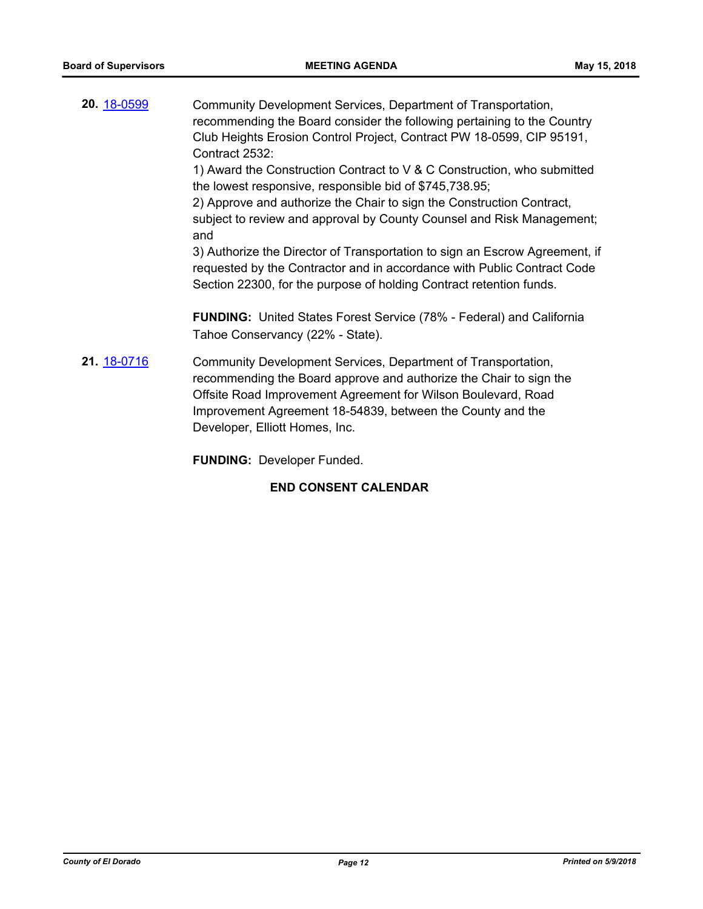**20.** 18-0599

Community Development Services, Department of Transportation, recommending the Board consider the following pertaining to the Country Club Heights Erosion Control Project, Contract PW 18-0599, CIP 95191, Contract 2532:

1) Award the Construction Contract to V & C Construction, who submitted the lowest responsive, responsible bid of $745,738.95;

2) Approve and authorize the Chair to sign the Construction Contract, subject to review and approval by County Counsel and Risk Management; and

3) Authorize the Director of Transportation to sign an Escrow Agreement, if requested by the Contractor and in accordance with Public Contract Code Section 22300, for the purpose of holding Contract retention funds.

**FUNDING:** United States Forest Service (78% - Federal) and California Tahoe Conservancy (22% - State).

**21.** 18-0716

Community Development Services, Department of Transportation, recommending the Board approve and authorize the Chair to sign the Offsite Road Improvement Agreement for Wilson Boulevard, Road Improvement Agreement 18-54839, between the County and the Developer, Elliott Homes, Inc.

**FUNDING:** Developer Funded.

**END CONSENT CALENDAR**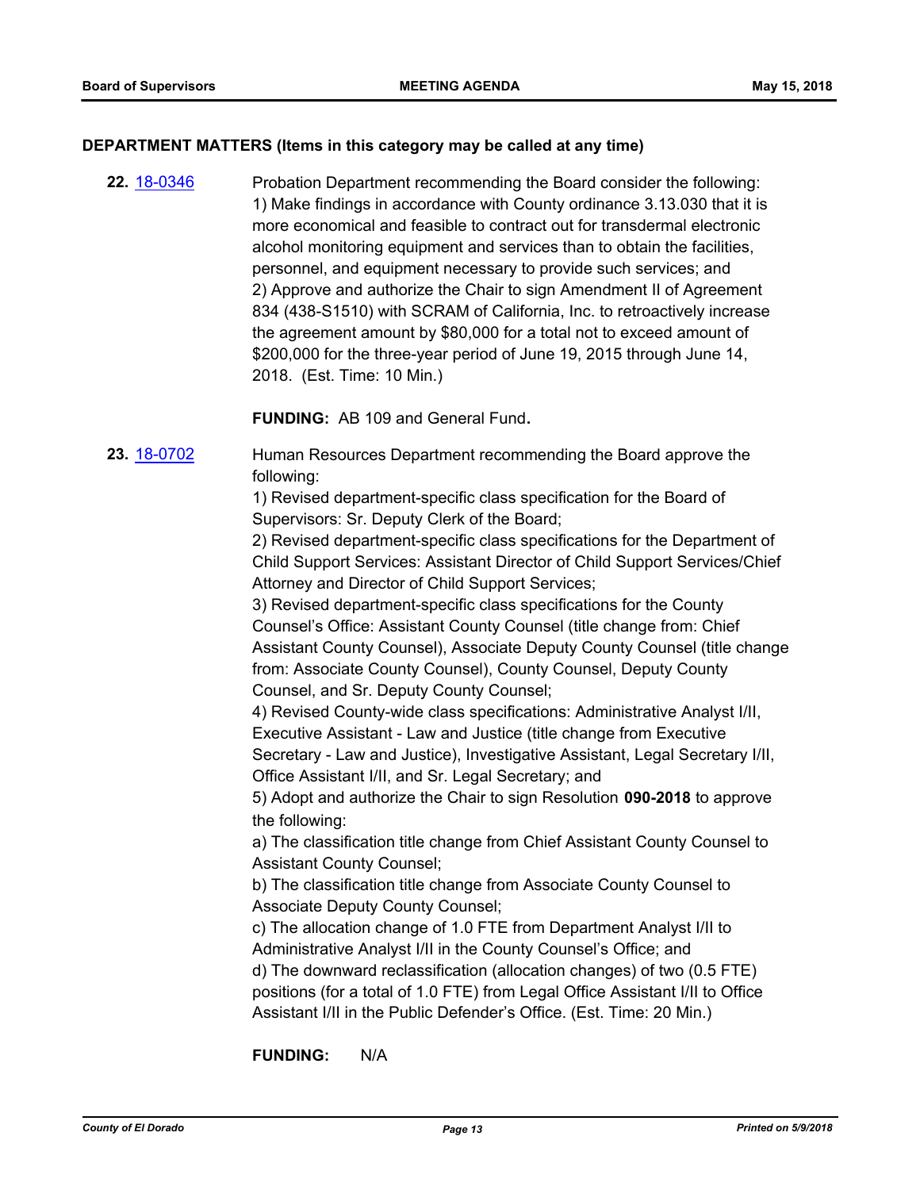### DEPARTMENT MATTERS (Items in this category may be called at any time)

**22.** [18-0346](18-0346)

Probation Department recommending the Board consider the following:
1) Make findings in accordance with County ordinance 3.13.030 that it is more economical and feasible to contract out for transdermal electronic alcohol monitoring equipment and services than to obtain the facilities, personnel, and equipment necessary to provide such services; and
2) Approve and authorize the Chair to sign Amendment II of Agreement 834 (438-S1510) with SCRAM of California, Inc. to retroactively increase the agreement amount by $80,000 for a total not to exceed amount of $200,000 for the three-year period of June 19, 2015 through June 14, 2018. (Est. Time: 10 Min.)

**FUNDING:** AB 109 and General Fund**.**

**23.** [18-0702](18-0702)

Human Resources Department recommending the Board approve the following:
1) Revised department-specific class specification for the Board of Supervisors: Sr. Deputy Clerk of the Board;
2) Revised department-specific class specifications for the Department of Child Support Services: Assistant Director of Child Support Services/Chief Attorney and Director of Child Support Services;
3) Revised department-specific class specifications for the County Counsel's Office: Assistant County Counsel (title change from: Chief Assistant County Counsel), Associate Deputy County Counsel (title change from: Associate County Counsel), County Counsel, Deputy County Counsel, and Sr. Deputy County Counsel;
4) Revised County-wide class specifications: Administrative Analyst I/II, Executive Assistant - Law and Justice (title change from Executive Secretary - Law and Justice), Investigative Assistant, Legal Secretary I/II, Office Assistant I/II, and Sr. Legal Secretary; and
5) Adopt and authorize the Chair to sign Resolution **090-2018** to approve the following:
a) The classification title change from Chief Assistant County Counsel to Assistant County Counsel;
b) The classification title change from Associate County Counsel to Associate Deputy County Counsel;
c) The allocation change of 1.0 FTE from Department Analyst I/II to Administrative Analyst I/II in the County Counsel's Office; and
d) The downward reclassification (allocation changes) of two (0.5 FTE) positions (for a total of 1.0 FTE) from Legal Office Assistant I/II to Office Assistant I/II in the Public Defender's Office. (Est. Time: 20 Min.)

**FUNDING:** N/A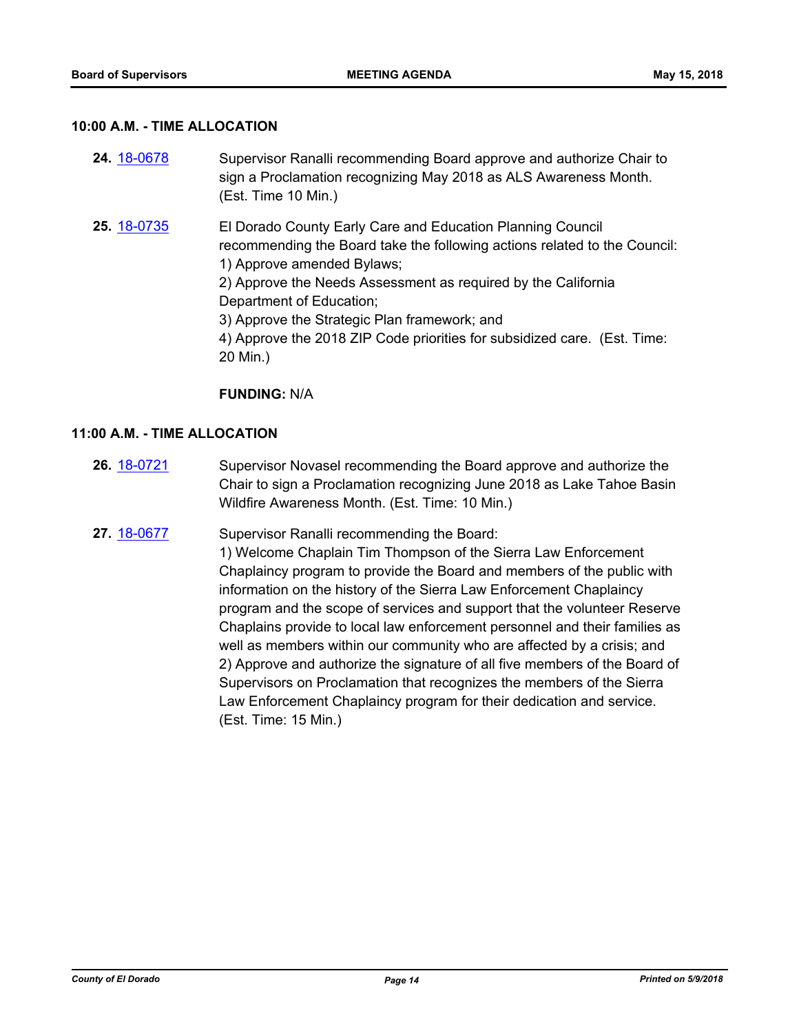### 10:00 A.M. - TIME ALLOCATION

**24.** 18-0678 Supervisor Ranalli recommending Board approve and authorize Chair to sign a Proclamation recognizing May 2018 as ALS Awareness Month. (Est. Time 10 Min.)

**25.** 18-0735 El Dorado County Early Care and Education Planning Council recommending the Board take the following actions related to the Council:
1) Approve amended Bylaws;
2) Approve the Needs Assessment as required by the California Department of Education;
3) Approve the Strategic Plan framework; and
4) Approve the 2018 ZIP Code priorities for subsidized care. (Est. Time: 20 Min.)

**FUNDING:** N/A

### 11:00 A.M. - TIME ALLOCATION

**26.** 18-0721 Supervisor Novasel recommending the Board approve and authorize the Chair to sign a Proclamation recognizing June 2018 as Lake Tahoe Basin Wildfire Awareness Month. (Est. Time: 10 Min.)

**27.** 18-0677 Supervisor Ranalli recommending the Board:
1) Welcome Chaplain Tim Thompson of the Sierra Law Enforcement Chaplaincy program to provide the Board and members of the public with information on the history of the Sierra Law Enforcement Chaplaincy program and the scope of services and support that the volunteer Reserve Chaplains provide to local law enforcement personnel and their families as well as members within our community who are affected by a crisis; and
2) Approve and authorize the signature of all five members of the Board of Supervisors on Proclamation that recognizes the members of the Sierra Law Enforcement Chaplaincy program for their dedication and service. (Est. Time: 15 Min.)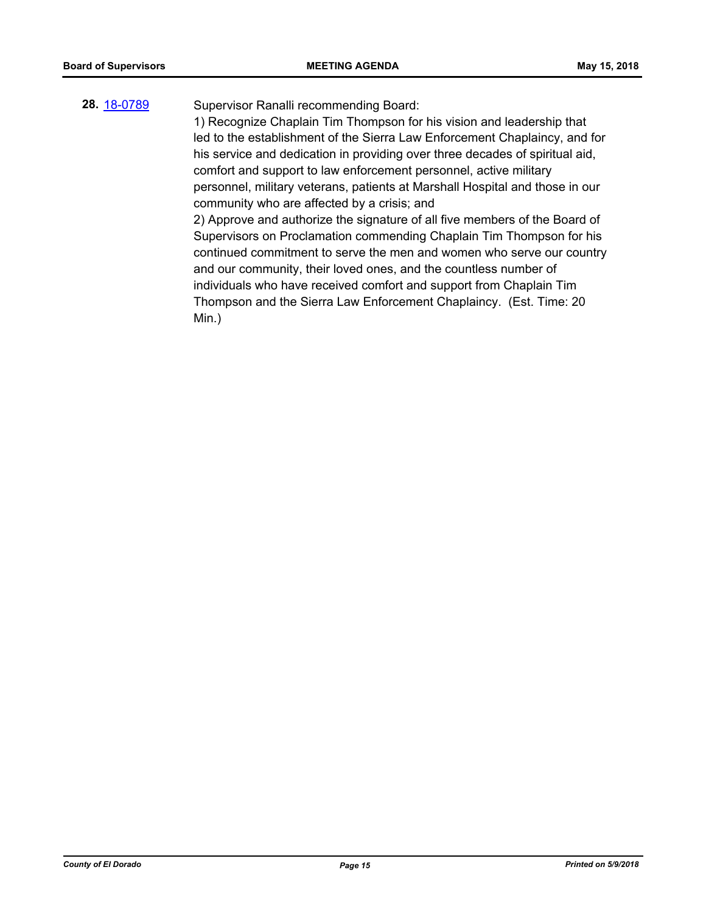**28.** [18-0789](18-0789)

Supervisor Ranalli recommending Board:

1) Recognize Chaplain Tim Thompson for his vision and leadership that led to the establishment of the Sierra Law Enforcement Chaplaincy, and for his service and dedication in providing over three decades of spiritual aid, comfort and support to law enforcement personnel, active military personnel, military veterans, patients at Marshall Hospital and those in our community who are affected by a crisis; and

2) Approve and authorize the signature of all five members of the Board of Supervisors on Proclamation commending Chaplain Tim Thompson for his continued commitment to serve the men and women who serve our country and our community, their loved ones, and the countless number of individuals who have received comfort and support from Chaplain Tim Thompson and the Sierra Law Enforcement Chaplaincy. (Est. Time: 20 Min.)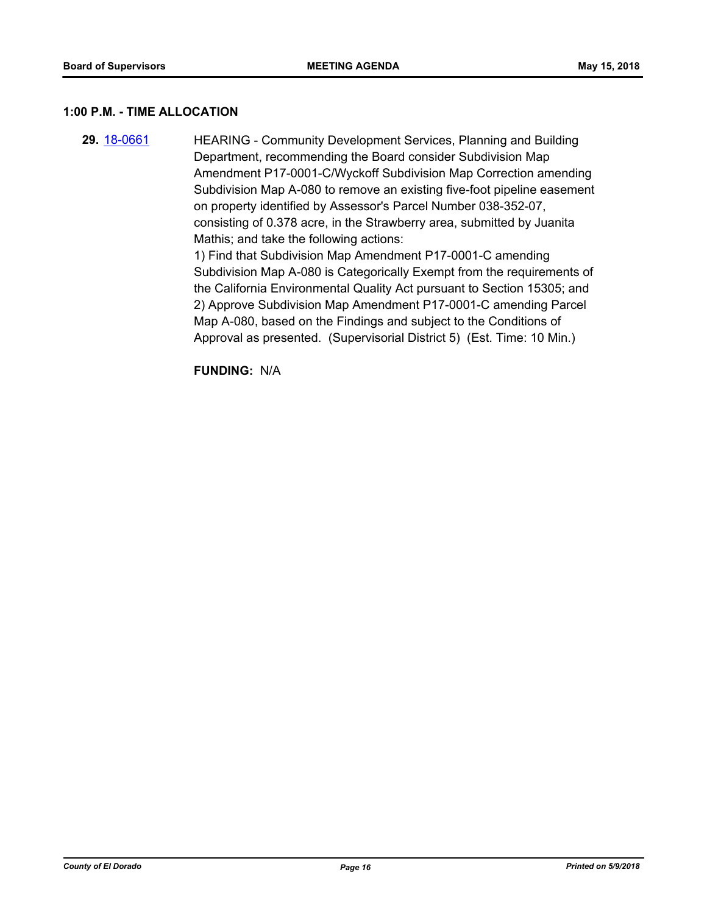### 1:00 P.M. - TIME ALLOCATION

**29.** 18-0661 HEARING - Community Development Services, Planning and Building Department, recommending the Board consider Subdivision Map Amendment P17-0001-C/Wyckoff Subdivision Map Correction amending Subdivision Map A-080 to remove an existing five-foot pipeline easement on property identified by Assessor's Parcel Number 038-352-07, consisting of 0.378 acre, in the Strawberry area, submitted by Juanita Mathis; and take the following actions:

1) Find that Subdivision Map Amendment P17-0001-C amending Subdivision Map A-080 is Categorically Exempt from the requirements of the California Environmental Quality Act pursuant to Section 15305; and

2) Approve Subdivision Map Amendment P17-0001-C amending Parcel Map A-080, based on the Findings and subject to the Conditions of Approval as presented. (Supervisorial District 5) (Est. Time: 10 Min.)

**FUNDING:** N/A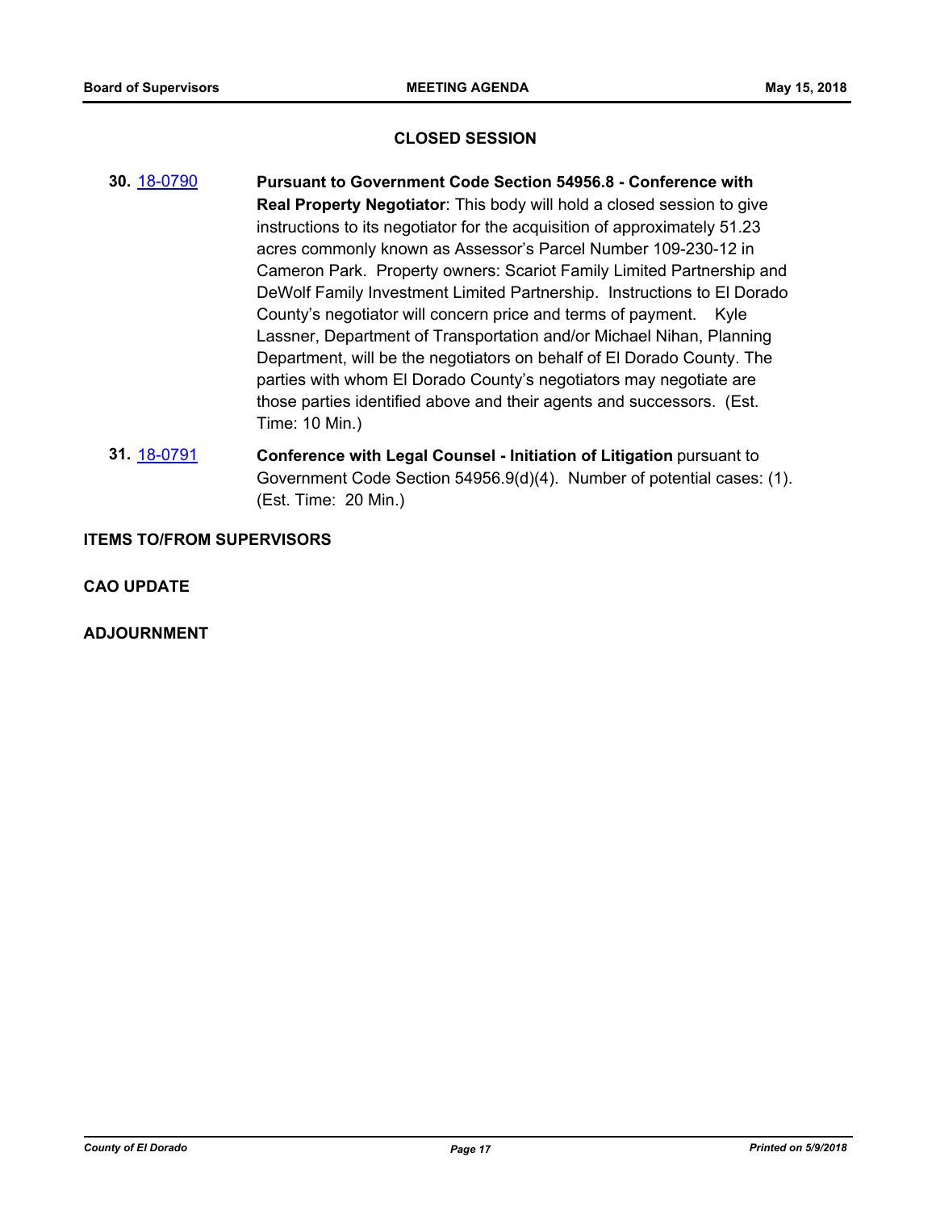## CLOSED SESSION

**30.** [18-0790](18-0790) **Pursuant to Government Code Section 54956.8 - Conference with Real Property Negotiator**: This body will hold a closed session to give instructions to its negotiator for the acquisition of approximately 51.23 acres commonly known as Assessor's Parcel Number 109-230-12 in Cameron Park. Property owners: Scariot Family Limited Partnership and DeWolf Family Investment Limited Partnership. Instructions to El Dorado County's negotiator will concern price and terms of payment. Kyle Lassner, Department of Transportation and/or Michael Nihan, Planning Department, will be the negotiators on behalf of El Dorado County. The parties with whom El Dorado County's negotiators may negotiate are those parties identified above and their agents and successors. (Est. Time: 10 Min.)

**31.** [18-0791](18-0791) **Conference with Legal Counsel - Initiation of Litigation** pursuant to Government Code Section 54956.9(d)(4). Number of potential cases: (1). (Est. Time: 20 Min.)

## ITEMS TO/FROM SUPERVISORS

## CAO UPDATE

## ADJOURNMENT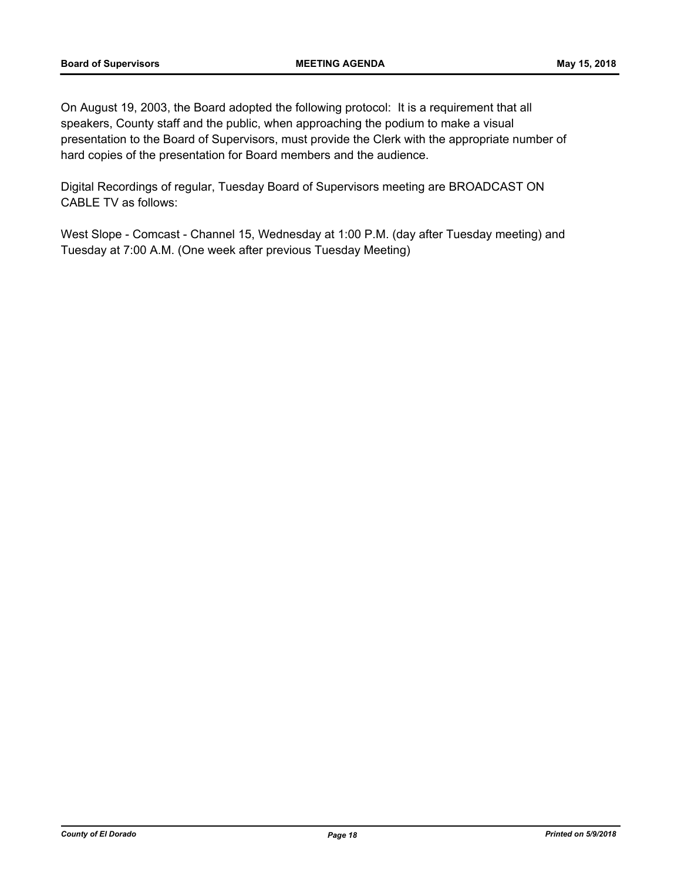On August 19, 2003, the Board adopted the following protocol: It is a requirement that all speakers, County staff and the public, when approaching the podium to make a visual presentation to the Board of Supervisors, must provide the Clerk with the appropriate number of hard copies of the presentation for Board members and the audience.

Digital Recordings of regular, Tuesday Board of Supervisors meeting are BROADCAST ON CABLE TV as follows:

West Slope - Comcast - Channel 15, Wednesday at 1:00 P.M. (day after Tuesday meeting) and Tuesday at 7:00 A.M. (One week after previous Tuesday Meeting)